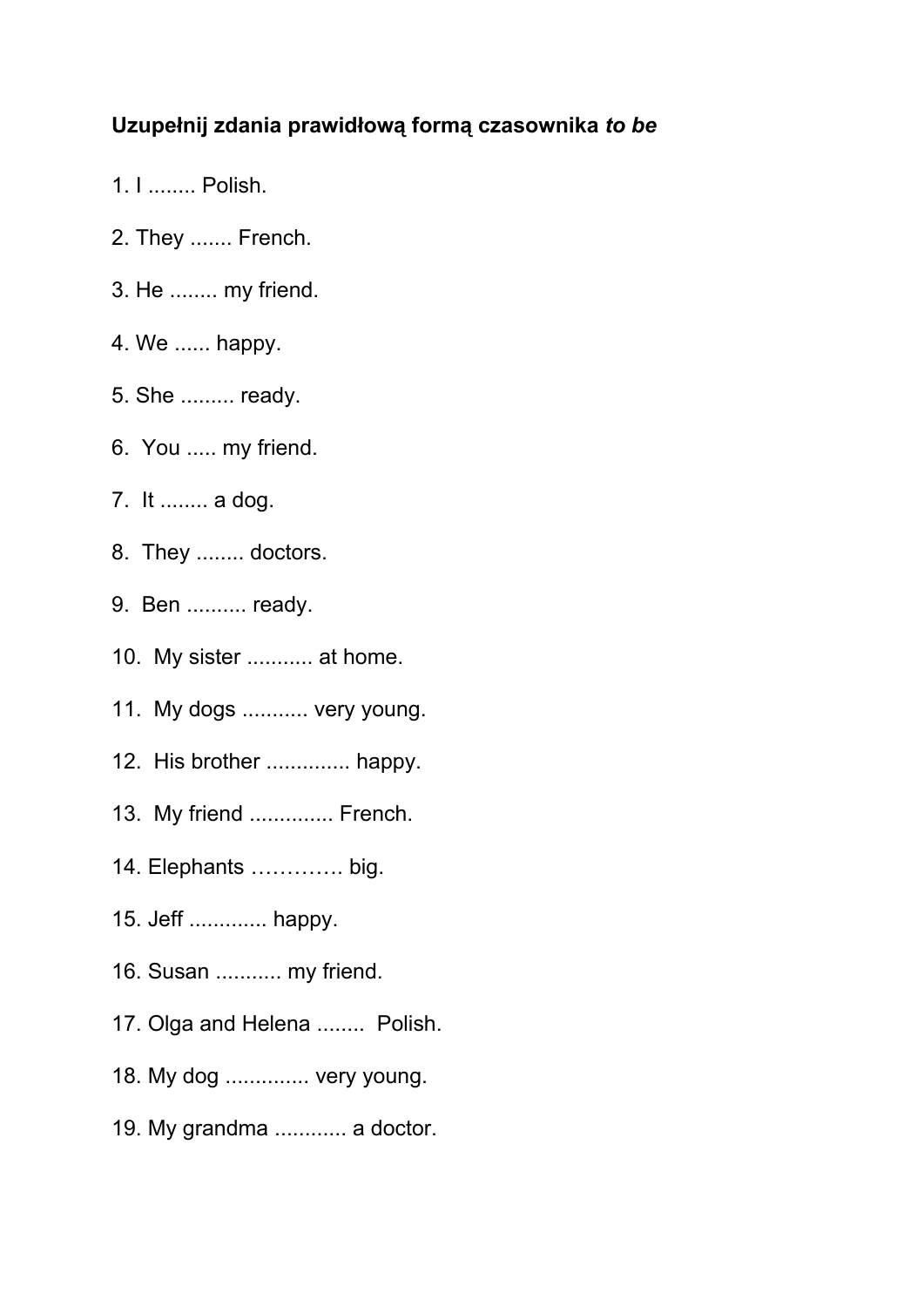**Uzupełnij zdania prawidłową formą czasownika *to be***

1. I ........ Polish.
2. They ....... French.
3. He ........ my friend.
4. We ...... happy.
5. She ......... ready.
6. You ..... my friend.
7. It ........ a dog.
8. They ........ doctors.
9. Ben .......... ready.
10. My sister ........... at home.
11. My dogs ........... very young.
12. His brother .............. happy.
13. My friend .............. French.
14. Elephants …………. big.
15. Jeff ............. happy.
16. Susan ........... my friend.
17. Olga and Helena ........ Polish.
18. My dog .............. very young.
19. My grandma ............ a doctor.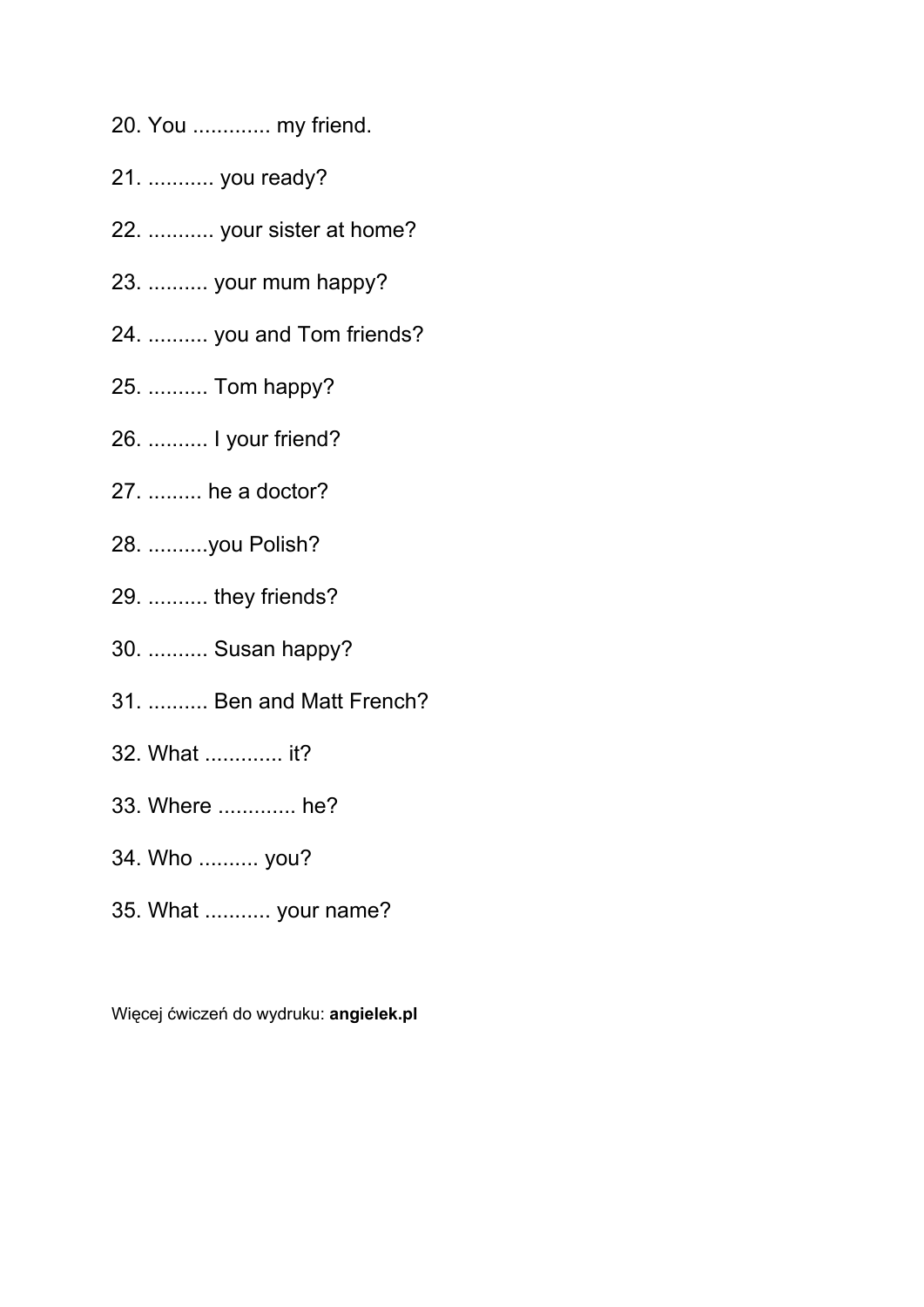20. You ............. my friend.

21. ........... you ready?

22. ........... your sister at home?

23. .......... your mum happy?

24. .......... you and Tom friends?

25. .......... Tom happy?

26. .......... I your friend?

27. ......... he a doctor?

28. ..........you Polish?

29. .......... they friends?

30. .......... Susan happy?

31. .......... Ben and Matt French?

32. What ............. it?

33. Where ............. he?

34. Who .......... you?

35. What ........... your name?

Więcej ćwiczeń do wydruku: **angielek.pl**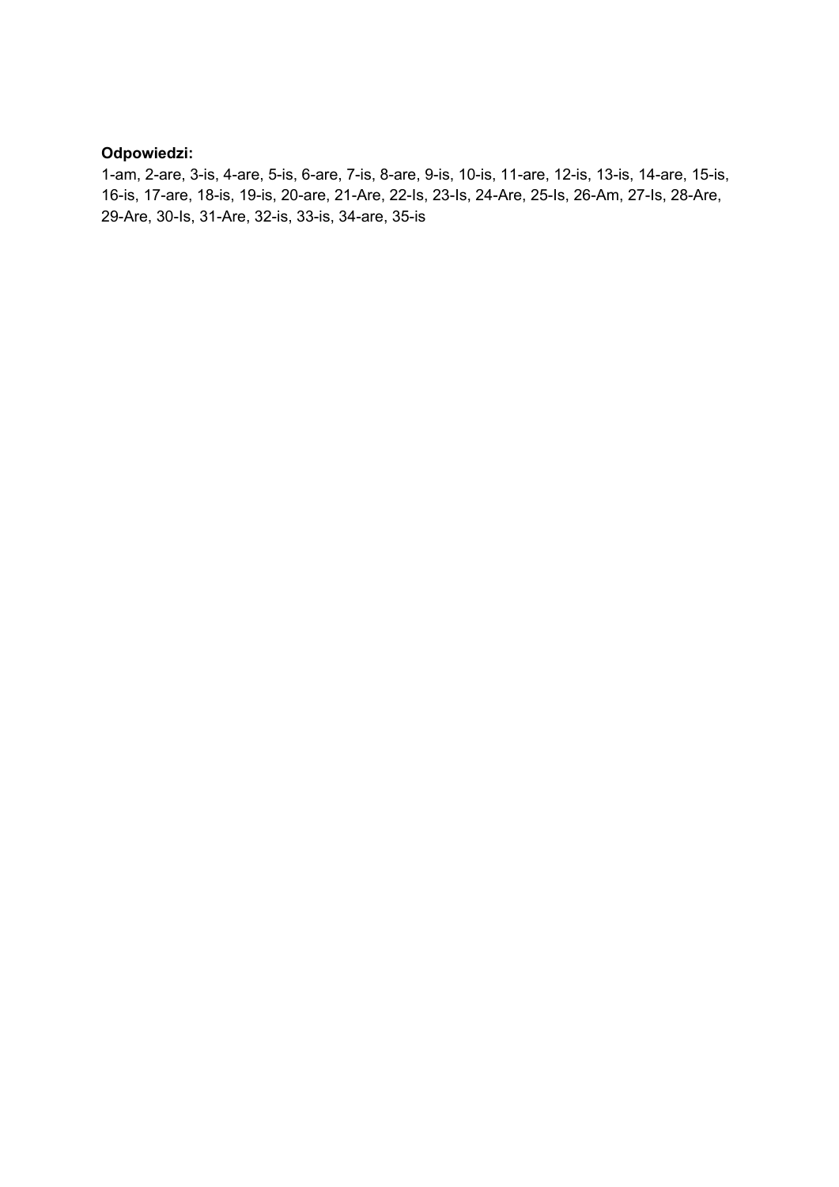**Odpowiedzi:**

1-am, 2-are, 3-is, 4-are, 5-is, 6-are, 7-is, 8-are, 9-is, 10-is, 11-are, 12-is, 13-is, 14-are, 15-is, 16-is, 17-are, 18-is, 19-is, 20-are, 21-Are, 22-Is, 23-Is, 24-Are, 25-Is, 26-Am, 27-Is, 28-Are, 29-Are, 30-Is, 31-Are, 32-is, 33-is, 34-are, 35-is